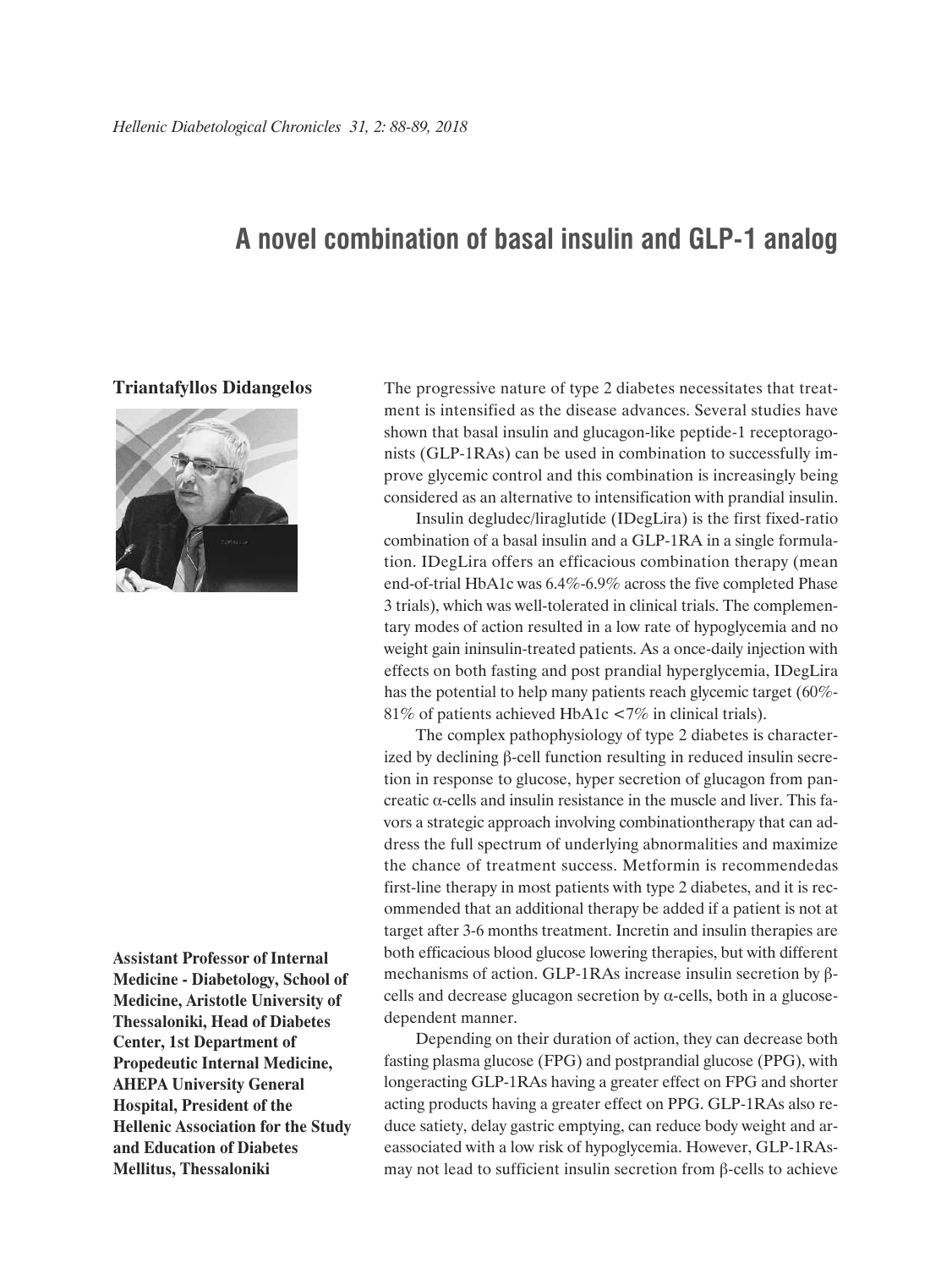# A novel combination of basal insulin and GLP-1 analog

**Triantafyllos Didangelos**

**Assistant Professor of Internal Medicine - Diabetology, School of Medicine, Aristotle University of Thessaloniki, Head of Diabetes Center, 1st Department of Propedeutic Internal Medicine, AHEPA University General Hospital, President of the Hellenic Association for the Study and Education of Diabetes Mellitus, Thessaloniki**

The progressive nature of type 2 diabetes necessitates that treatment is intensified as the disease advances. Several studies have shown that basal insulin and glucagon-like peptide-1 receptoragonists (GLP-1RAs) can be used in combination to successfully improve glycemic control and this combination is increasingly being considered as an alternative to intensification with prandial insulin.

Insulin degludec/liraglutide (IDegLira) is the first fixed-ratio combination of a basal insulin and a GLP-1RA in a single formulation. IDegLira offers an efficacious combination therapy (mean end-of-trial HbA1c was 6.4%-6.9% across the five completed Phase 3 trials), which was well-tolerated in clinical trials. The complementary modes of action resulted in a low rate of hypoglycemia and no weight gain ininsulin-treated patients. As a once-daily injection with effects on both fasting and post prandial hyperglycemia, IDegLira has the potential to help many patients reach glycemic target (60%-81% of patients achieved HbA1c <7% in clinical trials).

The complex pathophysiology of type 2 diabetes is characterized by declining β-cell function resulting in reduced insulin secretion in response to glucose, hyper secretion of glucagon from pancreatic α-cells and insulin resistance in the muscle and liver. This favors a strategic approach involving combinationtherapy that can address the full spectrum of underlying abnormalities and maximize the chance of treatment success. Metformin is recommendedas first-line therapy in most patients with type 2 diabetes, and it is recommended that an additional therapy be added if a patient is not at target after 3-6 months treatment. Incretin and insulin therapies are both efficacious blood glucose lowering therapies, but with different mechanisms of action. GLP-1RAs increase insulin secretion by β-cells and decrease glucagon secretion by α-cells, both in a glucose-dependent manner.

Depending on their duration of action, they can decrease both fasting plasma glucose (FPG) and postprandial glucose (PPG), with longeracting GLP-1RAs having a greater effect on FPG and shorter acting products having a greater effect on PPG. GLP-1RAs also reduce satiety, delay gastric emptying, can reduce body weight and areassociated with a low risk of hypoglycemia. However, GLP-1RAs may not lead to sufficient insulin secretion from β-cells to achieve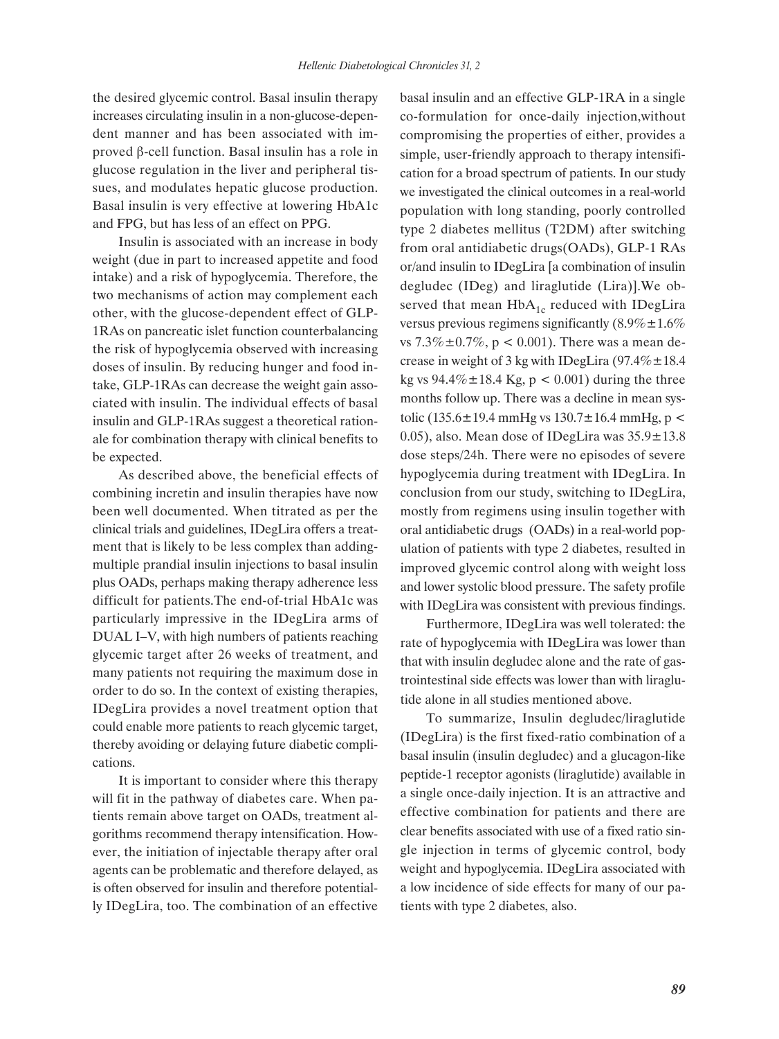the desired glycemic control. Basal insulin therapy increases circulating insulin in a non-glucose-dependent manner and has been associated with improved β-cell function. Basal insulin has a role in glucose regulation in the liver and peripheral tissues, and modulates hepatic glucose production. Basal insulin is very effective at lowering HbA1c and FPG, but has less of an effect on PPG.

Insulin is associated with an increase in body weight (due in part to increased appetite and food intake) and a risk of hypoglycemia. Therefore, the two mechanisms of action may complement each other, with the glucose-dependent effect of GLP-1RAs on pancreatic islet function counterbalancing the risk of hypoglycemia observed with increasing doses of insulin. By reducing hunger and food intake, GLP-1RAs can decrease the weight gain associated with insulin. The individual effects of basal insulin and GLP-1RAs suggest a theoretical rationale for combination therapy with clinical benefits to be expected.

As described above, the beneficial effects of combining incretin and insulin therapies have now been well documented. When titrated as per the clinical trials and guidelines, IDegLira offers a treatment that is likely to be less complex than addingmultiple prandial insulin injections to basal insulin plus OADs, perhaps making therapy adherence less difficult for patients.The end-of-trial HbA1c was particularly impressive in the IDegLira arms of DUAL I–V, with high numbers of patients reaching glycemic target after 26 weeks of treatment, and many patients not requiring the maximum dose in order to do so. In the context of existing therapies, IDegLira provides a novel treatment option that could enable more patients to reach glycemic target, thereby avoiding or delaying future diabetic complications.

It is important to consider where this therapy will fit in the pathway of diabetes care. When patients remain above target on OADs, treatment algorithms recommend therapy intensification. However, the initiation of injectable therapy after oral agents can be problematic and therefore delayed, as is often observed for insulin and therefore potentially IDegLira, too. The combination of an effective basal insulin and an effective GLP-1RA in a single co-formulation for once-daily injection,without compromising the properties of either, provides a simple, user-friendly approach to therapy intensification for a broad spectrum of patients. In our study we investigated the clinical outcomes in a real-world population with long standing, poorly controlled type 2 diabetes mellitus (T2DM) after switching from oral antidiabetic drugs(OADs), GLP-1 RAs or/and insulin to IDegLira [a combination of insulin degludec (IDeg) and liraglutide (Lira)].We observed that mean $HbA_{1c}$ reduced with IDegLira versus previous regimens significantly ($8.9\% \pm 1.6\%$ vs $7.3\% \pm 0.7\%$, $p < 0.001$). There was a mean decrease in weight of 3 kg with IDegLira ($97.4\% \pm 18.4$ kg vs $94.4\% \pm 18.4$ Kg, $p < 0.001$) during the three months follow up. There was a decline in mean systolic ($135.6 \pm 19.4$ mmHg vs $130.7 \pm 16.4$ mmHg, $p < 0.05$), also. Mean dose of IDegLira was $35.9 \pm 13.8$ dose steps/24h. There were no episodes of severe hypoglycemia during treatment with IDegLira. In conclusion from our study, switching to IDegLira, mostly from regimens using insulin together with oral antidiabetic drugs (OADs) in a real-world population of patients with type 2 diabetes, resulted in improved glycemic control along with weight loss and lower systolic blood pressure. The safety profile with IDegLira was consistent with previous findings.

Furthermore, IDegLira was well tolerated: the rate of hypoglycemia with IDegLira was lower than that with insulin degludec alone and the rate of gastrointestinal side effects was lower than with liraglutide alone in all studies mentioned above.

To summarize, Insulin degludec/liraglutide (IDegLira) is the first fixed-ratio combination of a basal insulin (insulin degludec) and a glucagon-like peptide-1 receptor agonists (liraglutide) available in a single once-daily injection. It is an attractive and effective combination for patients and there are clear benefits associated with use of a fixed ratio single injection in terms of glycemic control, body weight and hypoglycemia. IDegLira associated with a low incidence of side effects for many of our patients with type 2 diabetes, also.